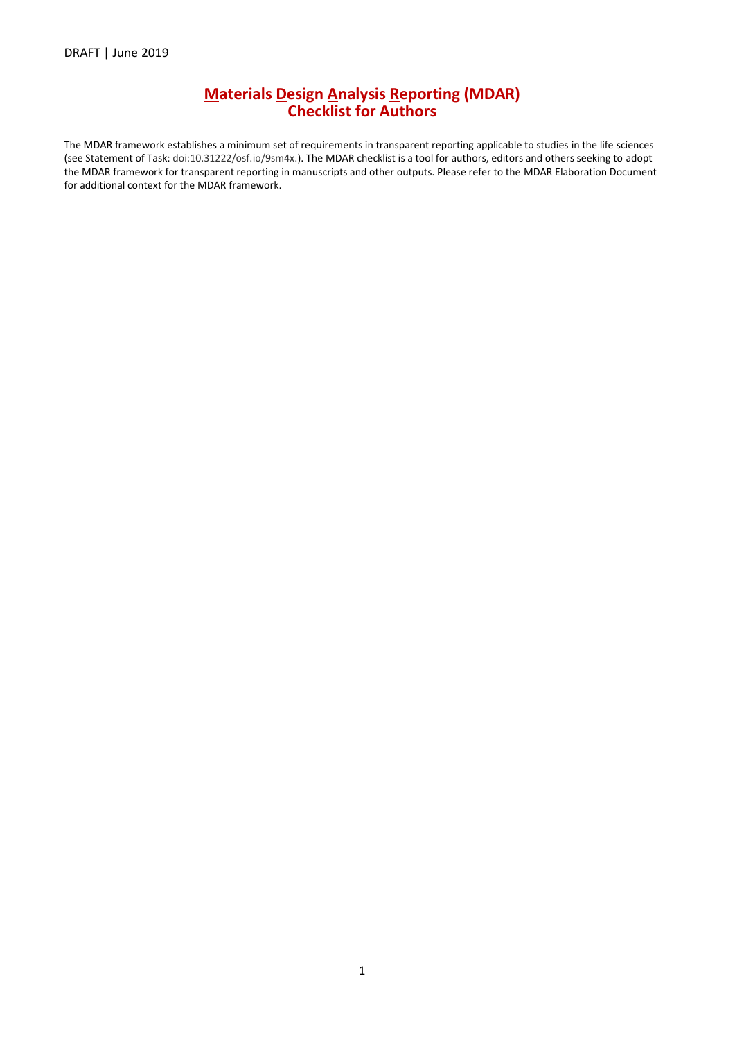DRAFT | June 2019

# Materials Design Analysis Reporting (MDAR) Checklist for Authors

The MDAR framework establishes a minimum set of requirements in transparent reporting applicable to studies in the life sciences (see Statement of Task: doi:10.31222/osf.io/9sm4x.). The MDAR checklist is a tool for authors, editors and others seeking to adopt the MDAR framework for transparent reporting in manuscripts and other outputs. Please refer to the MDAR Elaboration Document for additional context for the MDAR framework.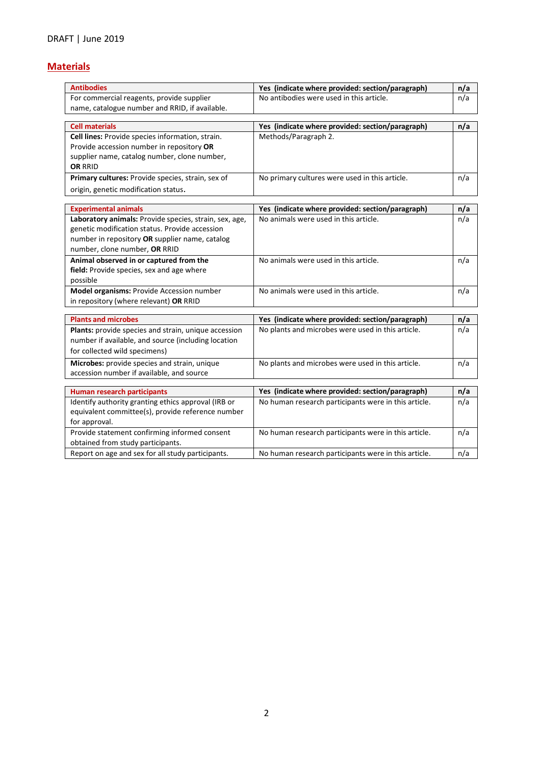## Materials

| Antibodies | Yes (indicate where provided: section/paragraph) | n/a |
|---|---|---|
| For commercial reagents, provide supplier name, catalogue number and RRID, if available. | No antibodies were used in this article. | n/a |

| Cell materials | Yes (indicate where provided: section/paragraph) | n/a |
|---|---|---|
| **Cell lines:** Provide species information, strain. Provide accession number in repository **OR** supplier name, catalog number, clone number, **OR** RRID | Methods/Paragraph 2. | |
| **Primary cultures:** Provide species, strain, sex of origin, genetic modification status**.** | No primary cultures were used in this article. | n/a |

| Experimental animals | Yes (indicate where provided: section/paragraph) | n/a |
|---|---|---|
| **Laboratory animals:** Provide species, strain, sex, age, genetic modification status. Provide accession number in repository **OR** supplier name, catalog number, clone number, **OR** RRID | No animals were used in this article. | n/a |
| **Animal observed in or captured from the field:** Provide species, sex and age where possible | No animals were used in this article. | n/a |
| **Model organisms:** Provide Accession number in repository (where relevant) **OR** RRID | No animals were used in this article. | n/a |

| Plants and microbes | Yes (indicate where provided: section/paragraph) | n/a |
|---|---|---|
| **Plants:** provide species and strain, unique accession number if available, and source (including location for collected wild specimens) | No plants and microbes were used in this article. | n/a |
| **Microbes:** provide species and strain, unique accession number if available, and source | No plants and microbes were used in this article. | n/a |

| Human research participants | Yes (indicate where provided: section/paragraph) | n/a |
|---|---|---|
| Identify authority granting ethics approval (IRB or equivalent committee(s), provide reference number for approval. | No human research participants were in this article. | n/a |
| Provide statement confirming informed consent obtained from study participants. | No human research participants were in this article. | n/a |
| Report on age and sex for all study participants. | No human research participants were in this article. | n/a |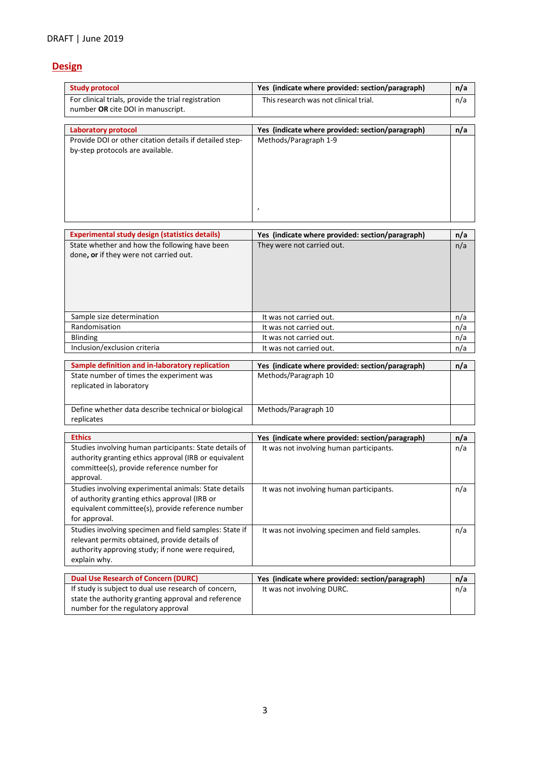DRAFT | June 2019

## Design

| Study protocol | Yes (indicate where provided: section/paragraph) | n/a |
|---|---|---|
| For clinical trials, provide the trial registration number **OR** cite DOI in manuscript. | This research was not clinical trial. | n/a |

| Laboratory protocol | Yes (indicate where provided: section/paragraph) | n/a |
|---|---|---|
| Provide DOI or other citation details if detailed step-by-step protocols are available. | Methods/Paragraph 1-9<br>, | |

| Experimental study design (statistics details) | Yes (indicate where provided: section/paragraph) | n/a |
|---|---|---|
| State whether and how the following have been done**, or** if they were not carried out. | They were not carried out. | n/a |
| Sample size determination | It was not carried out. | n/a |
| Randomisation | It was not carried out. | n/a |
| Blinding | It was not carried out. | n/a |
| Inclusion/exclusion criteria | It was not carried out. | n/a |

| Sample definition and in-laboratory replication | Yes (indicate where provided: section/paragraph) | n/a |
|---|---|---|
| State number of times the experiment was replicated in laboratory | Methods/Paragraph 10 | |
| Define whether data describe technical or biological replicates | Methods/Paragraph 10 | |

| Ethics | Yes (indicate where provided: section/paragraph) | n/a |
|---|---|---|
| Studies involving human participants: State details of authority granting ethics approval (IRB or equivalent committee(s), provide reference number for approval. | It was not involving human participants. | n/a |
| Studies involving experimental animals: State details of authority granting ethics approval (IRB or equivalent committee(s), provide reference number for approval. | It was not involving human participants. | n/a |
| Studies involving specimen and field samples: State if relevant permits obtained, provide details of authority approving study; if none were required, explain why. | It was not involving specimen and field samples. | n/a |

| Dual Use Research of Concern (DURC) | Yes (indicate where provided: section/paragraph) | n/a |
|---|---|---|
| If study is subject to dual use research of concern, state the authority granting approval and reference number for the regulatory approval | It was not involving DURC. | n/a |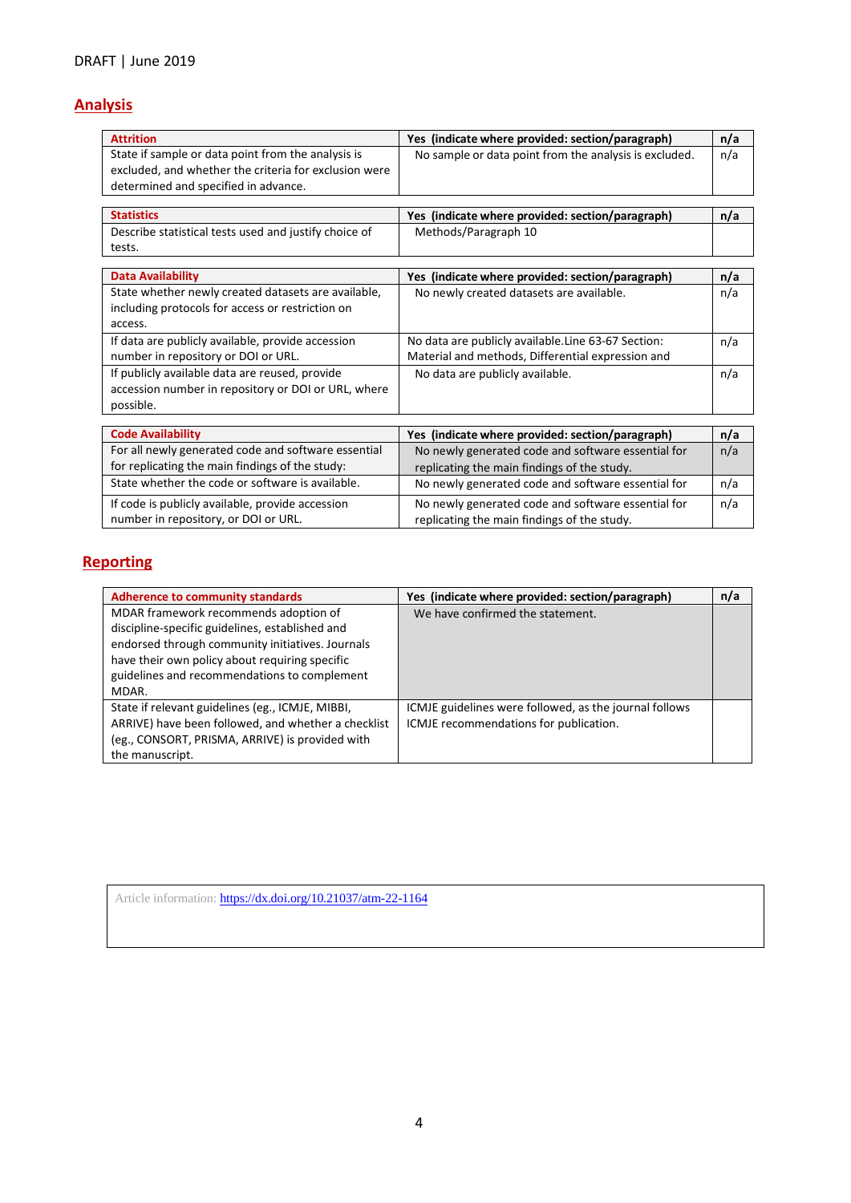DRAFT | June 2019

## Analysis

| Attrition | Yes (indicate where provided: section/paragraph) | n/a |
|---|---|---|
| State if sample or data point from the analysis is excluded, and whether the criteria for exclusion were determined and specified in advance. | No sample or data point from the analysis is excluded. | n/a |

| Statistics | Yes (indicate where provided: section/paragraph) | n/a |
|---|---|---|
| Describe statistical tests used and justify choice of tests. | Methods/Paragraph 10 | |

| Data Availability | Yes (indicate where provided: section/paragraph) | n/a |
|---|---|---|
| State whether newly created datasets are available, including protocols for access or restriction on access. | No newly created datasets are available. | n/a |
| If data are publicly available, provide accession number in repository or DOI or URL. | No data are publicly available.Line 63-67 Section: Material and methods, Differential expression and | n/a |
| If publicly available data are reused, provide accession number in repository or DOI or URL, where possible. | No data are publicly available. | n/a |

| Code Availability | Yes (indicate where provided: section/paragraph) | n/a |
|---|---|---|
| For all newly generated code and software essential for replicating the main findings of the study: | No newly generated code and software essential for replicating the main findings of the study. | n/a |
| State whether the code or software is available. | No newly generated code and software essential for | n/a |
| If code is publicly available, provide accession number in repository, or DOI or URL. | No newly generated code and software essential for replicating the main findings of the study. | n/a |

## Reporting

| Adherence to community standards | Yes (indicate where provided: section/paragraph) | n/a |
|---|---|---|
| MDAR framework recommends adoption of discipline-specific guidelines, established and endorsed through community initiatives. Journals have their own policy about requiring specific guidelines and recommendations to complement MDAR. | We have confirmed the statement. | |
| State if relevant guidelines (eg., ICMJE, MIBBI, ARRIVE) have been followed, and whether a checklist (eg., CONSORT, PRISMA, ARRIVE) is provided with the manuscript. | ICMJE guidelines were followed, as the journal follows ICMJE recommendations for publication. | |

Article information: https://dx.doi.org/10.21037/atm-22-1164